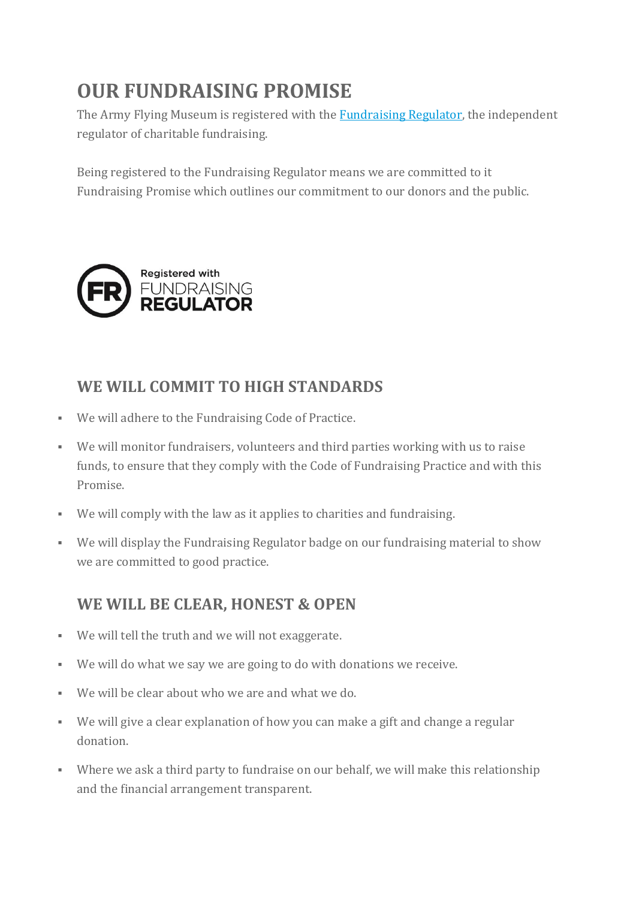# OUR FUNDRAISING PROMISE

The Army Flying Museum is registered with the Fundraising Regulator, the independent regulator of charitable fundraising.

Being registered to the Fundraising Regulator means we are committed to it Fundraising Promise which outlines our commitment to our donors and the public.

Registered with FUNDRAISING REGULATOR

## WE WILL COMMIT TO HIGH STANDARDS

- We will adhere to the Fundraising Code of Practice.
- We will monitor fundraisers, volunteers and third parties working with us to raise funds, to ensure that they comply with the Code of Fundraising Practice and with this Promise.
- We will comply with the law as it applies to charities and fundraising.
- We will display the Fundraising Regulator badge on our fundraising material to show we are committed to good practice.

## WE WILL BE CLEAR, HONEST & OPEN

- We will tell the truth and we will not exaggerate.
- We will do what we say we are going to do with donations we receive.
- We will be clear about who we are and what we do.
- We will give a clear explanation of how you can make a gift and change a regular donation.
- Where we ask a third party to fundraise on our behalf, we will make this relationship and the financial arrangement transparent.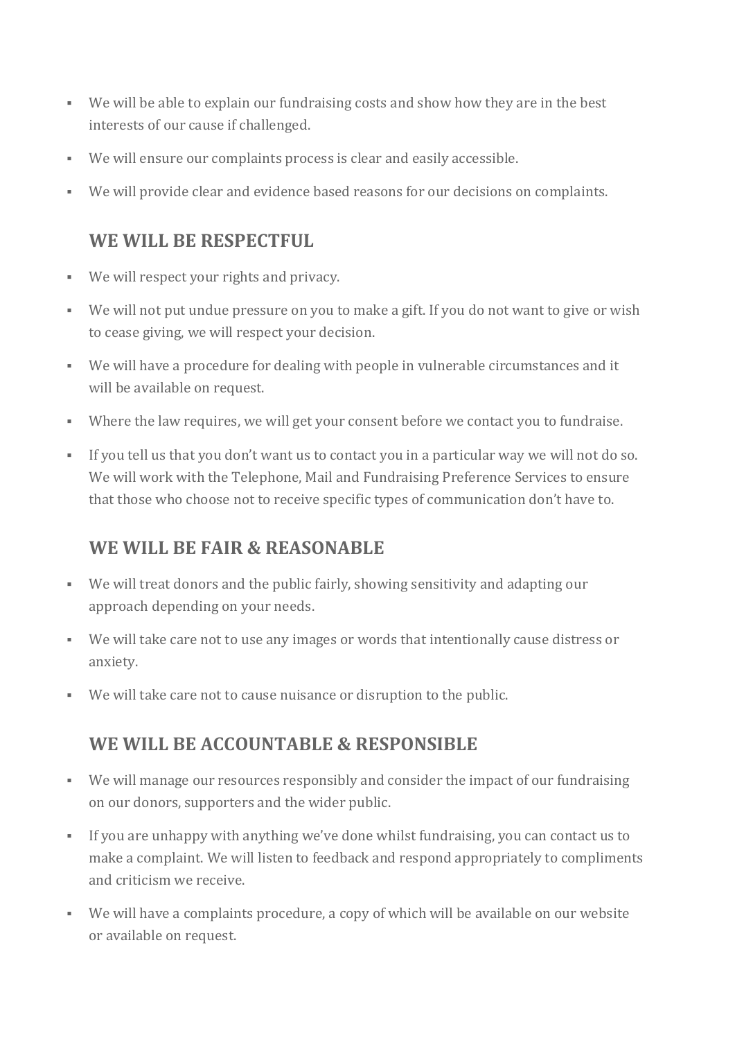- We will be able to explain our fundraising costs and show how they are in the best interests of our cause if challenged.
- We will ensure our complaints process is clear and easily accessible.
- We will provide clear and evidence based reasons for our decisions on complaints.

## WE WILL BE RESPECTFUL

- We will respect your rights and privacy.
- We will not put undue pressure on you to make a gift. If you do not want to give or wish to cease giving, we will respect your decision.
- We will have a procedure for dealing with people in vulnerable circumstances and it will be available on request.
- Where the law requires, we will get your consent before we contact you to fundraise.
- If you tell us that you don't want us to contact you in a particular way we will not do so. We will work with the Telephone, Mail and Fundraising Preference Services to ensure that those who choose not to receive specific types of communication don't have to.

## WE WILL BE FAIR & REASONABLE

- We will treat donors and the public fairly, showing sensitivity and adapting our approach depending on your needs.
- We will take care not to use any images or words that intentionally cause distress or anxiety.
- We will take care not to cause nuisance or disruption to the public.

## WE WILL BE ACCOUNTABLE & RESPONSIBLE

- We will manage our resources responsibly and consider the impact of our fundraising on our donors, supporters and the wider public.
- If you are unhappy with anything we've done whilst fundraising, you can contact us to make a complaint. We will listen to feedback and respond appropriately to compliments and criticism we receive.
- We will have a complaints procedure, a copy of which will be available on our website or available on request.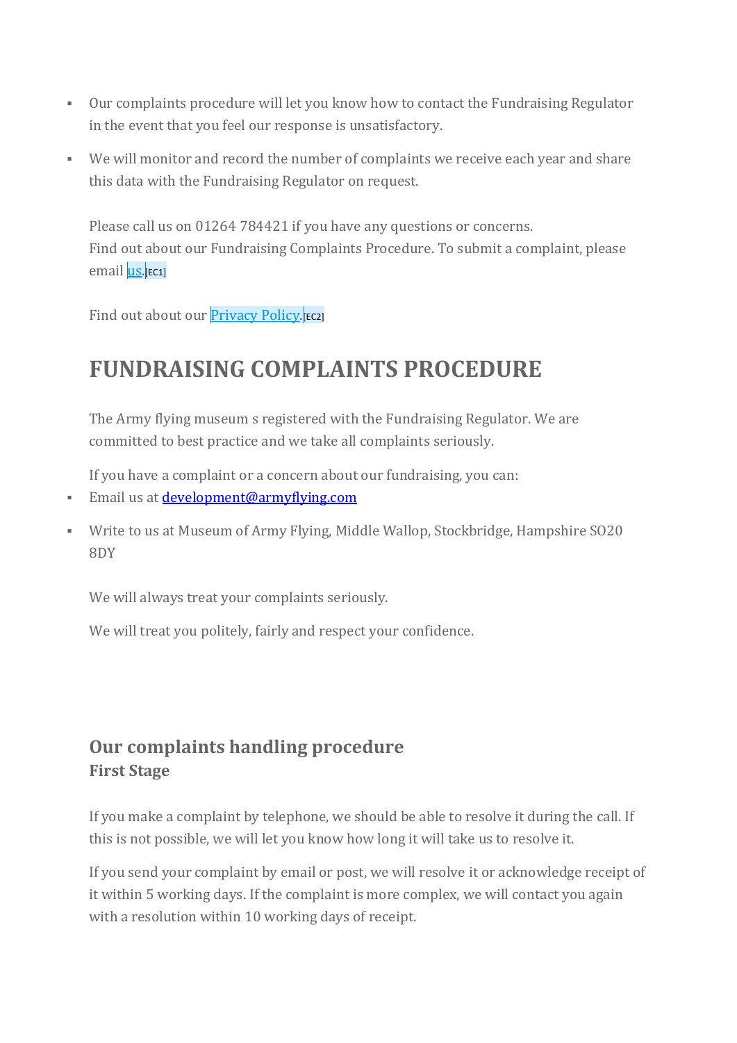- Our complaints procedure will let you know how to contact the Fundraising Regulator in the event that you feel our response is unsatisfactory.
- We will monitor and record the number of complaints we receive each year and share this data with the Fundraising Regulator on request.

Please call us on 01264 784421 if you have any questions or concerns.
Find out about our Fundraising Complaints Procedure. To submit a complaint, please email us.[EC1]

Find out about our Privacy Policy.[EC2]

# FUNDRAISING COMPLAINTS PROCEDURE

The Army flying museum s registered with the Fundraising Regulator. We are committed to best practice and we take all complaints seriously.

If you have a complaint or a concern about our fundraising, you can:

- Email us at development@armyflying.com
- Write to us at Museum of Army Flying, Middle Wallop, Stockbridge, Hampshire SO20 8DY

We will always treat your complaints seriously.

We will treat you politely, fairly and respect your confidence.

## Our complaints handling procedure

### First Stage

If you make a complaint by telephone, we should be able to resolve it during the call. If this is not possible, we will let you know how long it will take us to resolve it.

If you send your complaint by email or post, we will resolve it or acknowledge receipt of it within 5 working days. If the complaint is more complex, we will contact you again with a resolution within 10 working days of receipt.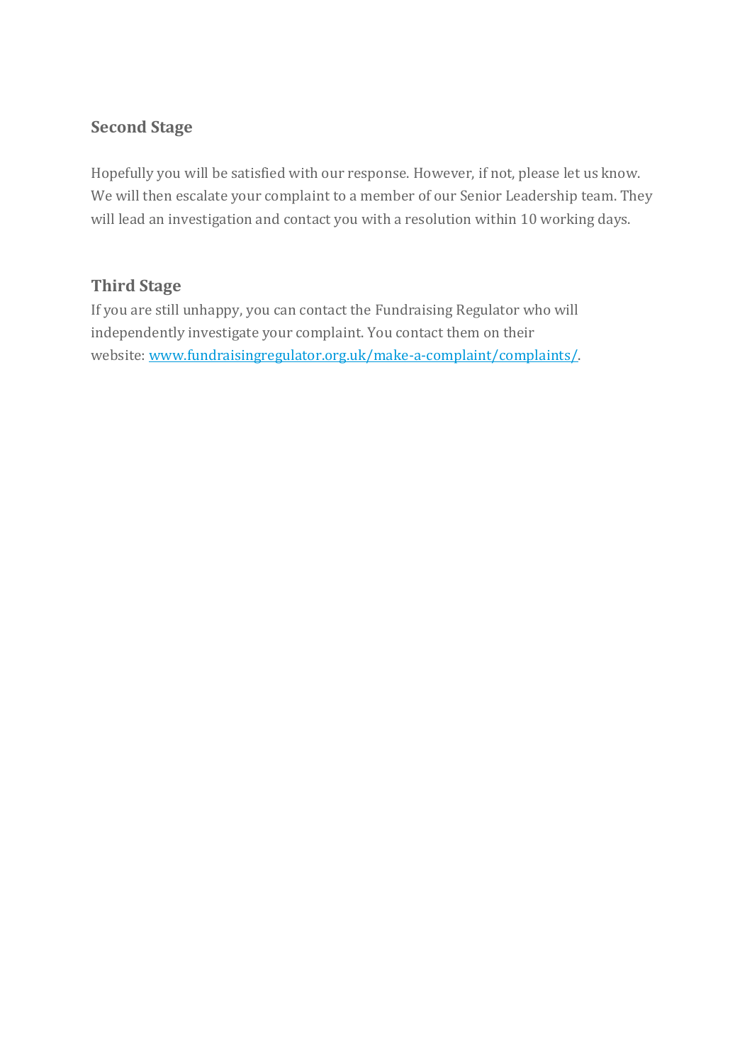## Second Stage

Hopefully you will be satisfied with our response. However, if not, please let us know. We will then escalate your complaint to a member of our Senior Leadership team. They will lead an investigation and contact you with a resolution within 10 working days.

## Third Stage

If you are still unhappy, you can contact the Fundraising Regulator who will independently investigate your complaint. You contact them on their website: [www.fundraisingregulator.org.uk/make-a-complaint/complaints/](http://www.fundraisingregulator.org.uk/make-a-complaint/complaints/).